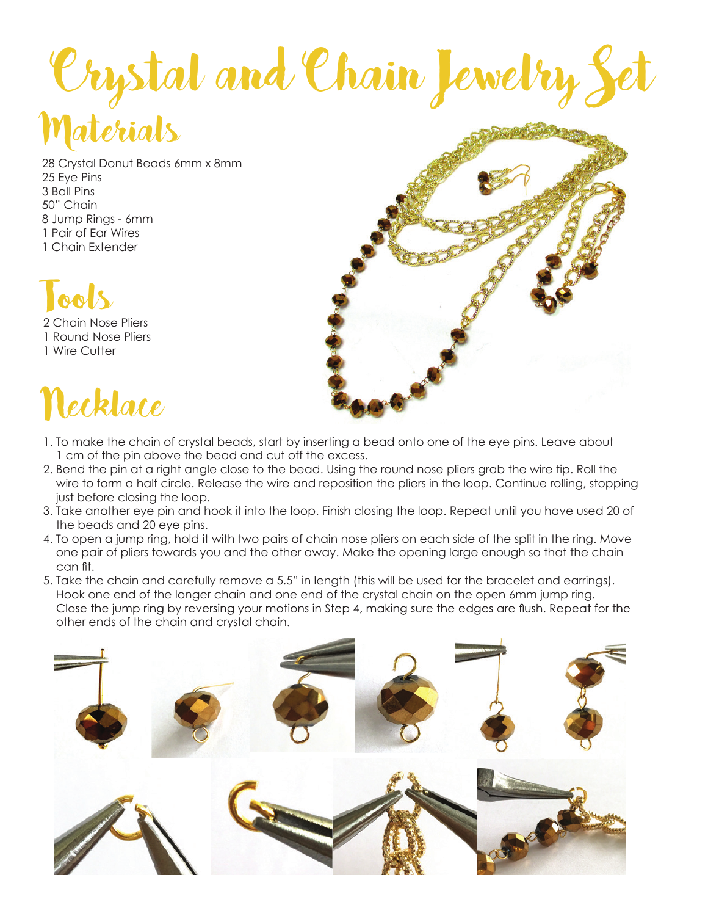# Crystal and Chain Jewelry Set

## Materials

28 Crystal Donut Beads 6mm x 8mm
25 Eye Pins
3 Ball Pins
50" Chain
8 Jump Rings - 6mm
1 Pair of Ear Wires
1 Chain Extender

## Tools

2 Chain Nose Pliers
1 Round Nose Pliers
1 Wire Cutter

## Necklace

1. To make the chain of crystal beads, start by inserting a bead onto one of the eye pins. Leave about 1 cm of the pin above the bead and cut off the excess.
2. Bend the pin at a right angle close to the bead. Using the round nose pliers grab the wire tip. Roll the wire to form a half circle. Release the wire and reposition the pliers in the loop. Continue rolling, stopping just before closing the loop.
3. Take another eye pin and hook it into the loop. Finish closing the loop. Repeat until you have used 20 of the beads and 20 eye pins.
4. To open a jump ring, hold it with two pairs of chain nose pliers on each side of the split in the ring. Move one pair of pliers towards you and the other away. Make the opening large enough so that the chain can fit.
5. Take the chain and carefully remove a 5.5" in length (this will be used for the bracelet and earrings). Hook one end of the longer chain and one end of the crystal chain on the open 6mm jump ring. Close the jump ring by reversing your motions in Step 4, making sure the edges are flush. Repeat for the other ends of the chain and crystal chain.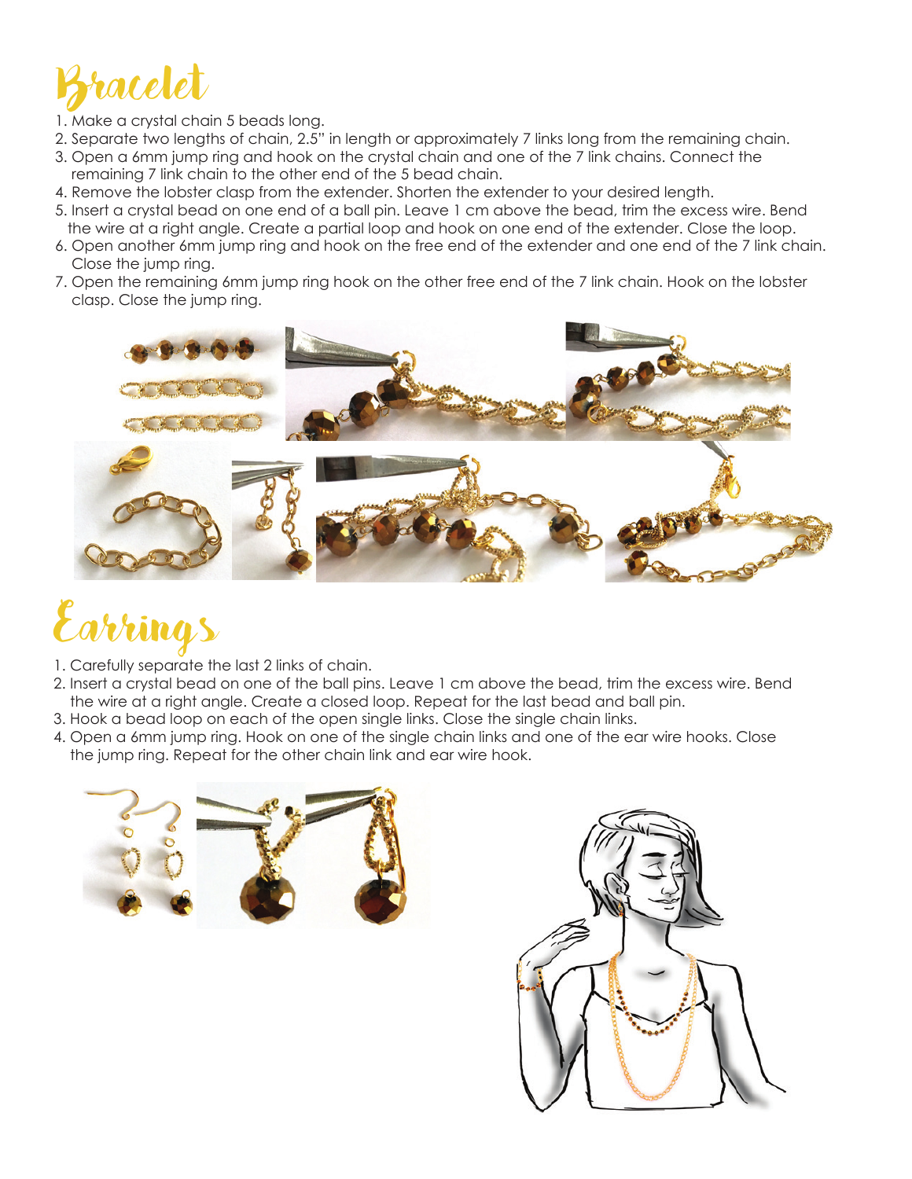# Bracelet

1. Make a crystal chain 5 beads long.
2. Separate two lengths of chain, 2.5" in length or approximately 7 links long from the remaining chain.
3. Open a 6mm jump ring and hook on the crystal chain and one of the 7 link chains. Connect the remaining 7 link chain to the other end of the 5 bead chain.
4. Remove the lobster clasp from the extender. Shorten the extender to your desired length.
5. Insert a crystal bead on one end of a ball pin. Leave 1 cm above the bead, trim the excess wire. Bend the wire at a right angle. Create a partial loop and hook on one end of the extender. Close the loop.
6. Open another 6mm jump ring and hook on the free end of the extender and one end of the 7 link chain. Close the jump ring.
7. Open the remaining 6mm jump ring hook on the other free end of the 7 link chain. Hook on the lobster clasp. Close the jump ring.

# Earrings

1. Carefully separate the last 2 links of chain.
2. Insert a crystal bead on one of the ball pins. Leave 1 cm above the bead, trim the excess wire. Bend the wire at a right angle. Create a closed loop. Repeat for the last bead and ball pin.
3. Hook a bead loop on each of the open single links. Close the single chain links.
4. Open a 6mm jump ring. Hook on one of the single chain links and one of the ear wire hooks. Close the jump ring. Repeat for the other chain link and ear wire hook.